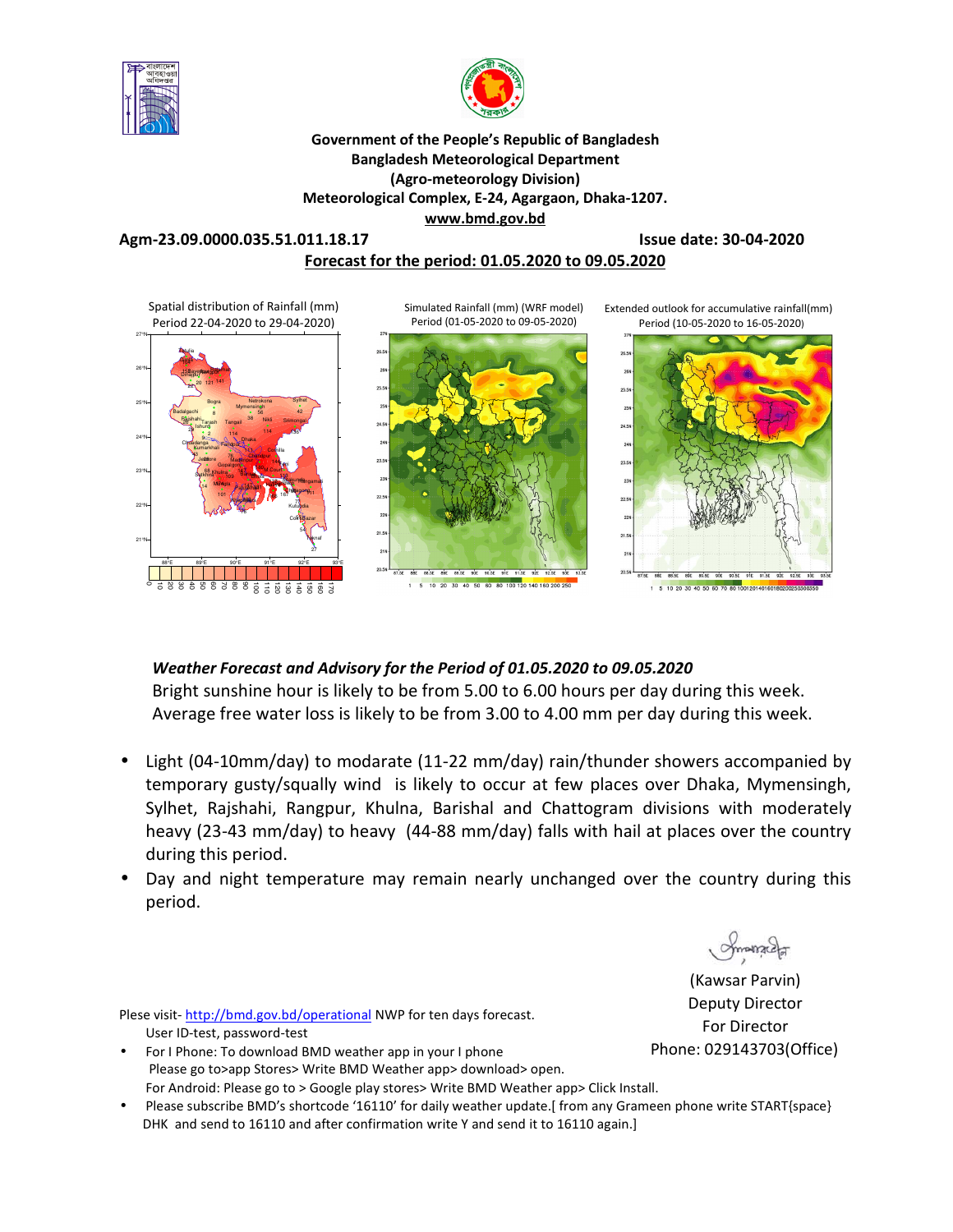**Government of the People's Republic of Bangladesh**
**Bangladesh Meteorological Department**
**(Agro-meteorology Division)**
**Meteorological Complex, E-24, Agargaon, Dhaka-1207.**
**www.bmd.gov.bd**

**Agm-23.09.0000.035.51.011.18.17** **Issue date: 30-04-2020**

**Forecast for the period: 01.05.2020 to 09.05.2020**

Spatial distribution of Rainfall (mm) Period 22-04-2020 to 29-04-2020)

Simulated Rainfall (mm) (WRF model) Period (01-05-2020 to 09-05-2020)

Extended outlook for accumulative rainfall(mm) Period (10-05-2020 to 16-05-2020)

***Weather Forecast and Advisory for the Period of 01.05.2020 to 09.05.2020***

Bright sunshine hour is likely to be from 5.00 to 6.00 hours per day during this week.
Average free water loss is likely to be from 3.00 to 4.00 mm per day during this week.

- Light (04-10mm/day) to modarate (11-22 mm/day) rain/thunder showers accompanied by temporary gusty/squally wind is likely to occur at few places over Dhaka, Mymensingh, Sylhet, Rajshahi, Rangpur, Khulna, Barishal and Chattogram divisions with moderately heavy (23-43 mm/day) to heavy (44-88 mm/day) falls with hail at places over the country during this period.
- Day and night temperature may remain nearly unchanged over the country during this period.

(Kawsar Parvin)
Deputy Director
For Director
Phone: 029143703(Office)

Plese visit- http://bmd.gov.bd/operational NWP for ten days forecast.
User ID-test, password-test

- For I Phone: To download BMD weather app in your I phone
  Please go to>app Stores> Write BMD Weather app> download> open.
  For Android: Please go to > Google play stores> Write BMD Weather app> Click Install.
- Please subscribe BMD's shortcode '16110' for daily weather update.[ from any Grameen phone write START{space} DHK and send to 16110 and after confirmation write Y and send it to 16110 again.]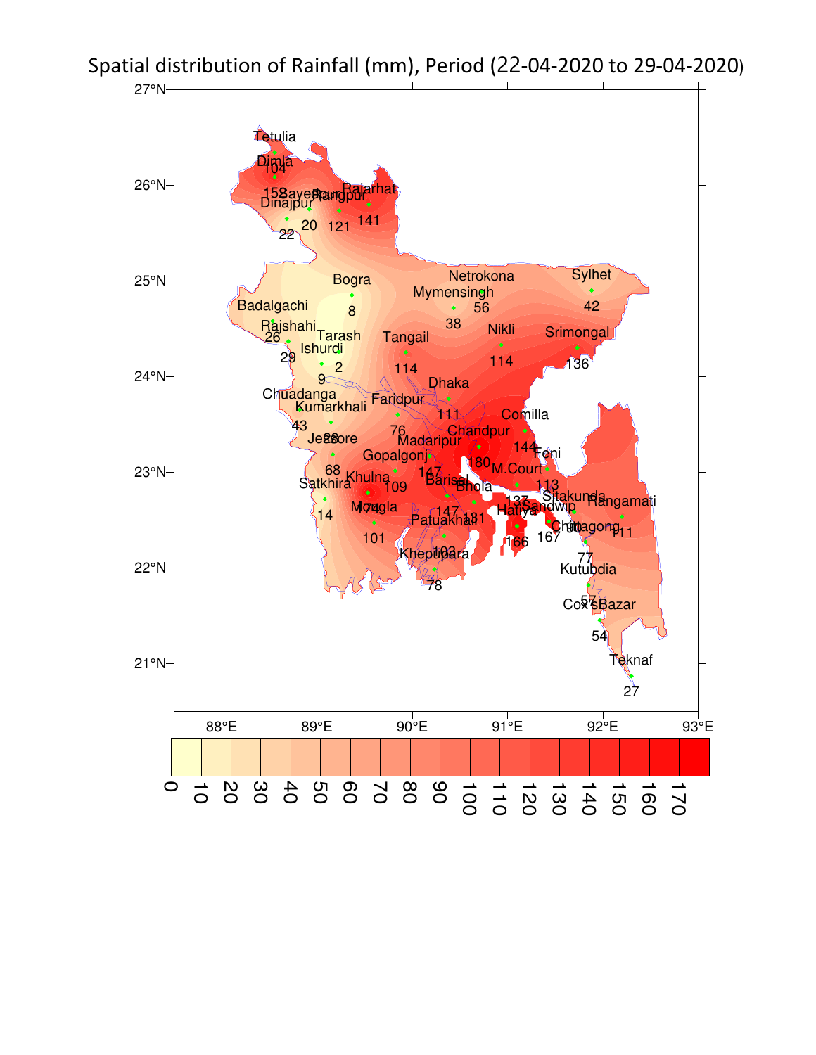# Spatial distribution of Rainfall (mm), Period (22-04-2020 to 29-04-2020)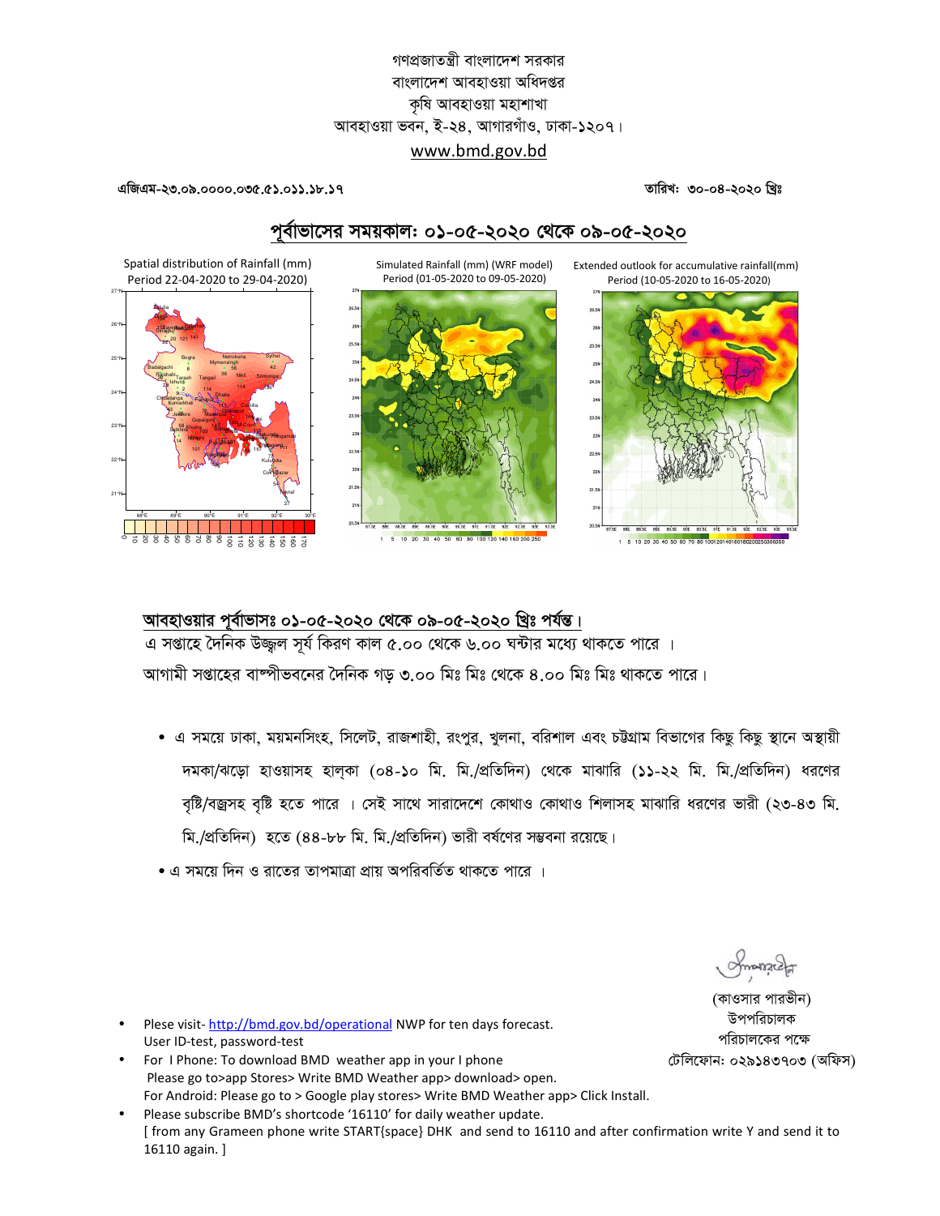গণপ্রজাতন্ত্রী বাংলাদেশ সরকার
বাংলাদেশ আবহাওয়া অধিদপ্তর
কৃষি আবহাওয়া মহাশাখা
আবহাওয়া ভবন, ই-২৪, আগারগাঁও, ঢাকা-১২০৭।
www.bmd.gov.bd

এজিএম-২৩.০৯.০০০০.০৩৫.৫১.০১১.১৮.১৭ **তারিখ: ৩০-০৪-২০২০ খ্রিঃ**

## পূর্বাভাসের সময়কাল: ০১-০৫-২০২০ থেকে ০৯-০৫-২০২০

Spatial distribution of Rainfall (mm) Period 22-04-2020 to 29-04-2020)

Simulated Rainfall (mm) (WRF model) Period (01-05-2020 to 09-05-2020)

Extended outlook for accumulative rainfall(mm) Period (10-05-2020 to 16-05-2020)

### আবহাওয়ার পূর্বাভাসঃ ০১-০৫-২০২০ থেকে ০৯-০৫-২০২০ খ্রিঃ পর্যন্ত।

এ সপ্তাহে দৈনিক উজ্জ্বল সূর্য কিরণ কাল ৫.০০ থেকে ৬.০০ ঘন্টার মধ্যে থাকতে পারে ।

আগামী সপ্তাহের বাষ্পীভবনের দৈনিক গড় ৩.০০ মিঃ মিঃ থেকে ৪.০০ মিঃ মিঃ থাকতে পারে।

- এ সময়ে ঢাকা, ময়মনসিংহ, সিলেট, রাজশাহী, রংপুর, খুলনা, বরিশাল এবং চট্টগ্রাম বিভাগের কিছু কিছু স্থানে অস্থায়ী দমকা/ঝড়ো হাওয়াসহ হাল্কা (০৪-১০ মি. মি./প্রতিদিন) থেকে মাঝারি (১১-২২ মি. মি./প্রতিদিন) ধরণের বৃষ্টি/বজ্রসহ বৃষ্টি হতে পারে । সেই সাথে সারাদেশে কোথাও কোথাও শিলাসহ মাঝারি ধরণের ভারী (২৩-৪৩ মি. মি./প্রতিদিন) হতে (৪৪-৮৮ মি. মি./প্রতিদিন) ভারী বর্ষণের সম্ভবনা রয়েছে।
- এ সময়ে দিন ও রাতের তাপমাত্রা প্রায় অপরিবর্তিত থাকতে পারে ।

(কাওসার পারভীন)
উপপরিচালক
পরিচালকের পক্ষে
টেলিফোন: ০২৯১৪৩৭০৩ (অফিস)

- Plese visit- http://bmd.gov.bd/operational NWP for ten days forecast.
  User ID-test, password-test
- For I Phone: To download BMD weather app in your I phone
  Please go to>app Stores> Write BMD Weather app> download> open.
  For Android: Please go to > Google play stores> Write BMD Weather app> Click Install.
- Please subscribe BMD's shortcode '16110' for daily weather update.
  [ from any Grameen phone write START{space} DHK and send to 16110 and after confirmation write Y and send it to 16110 again. ]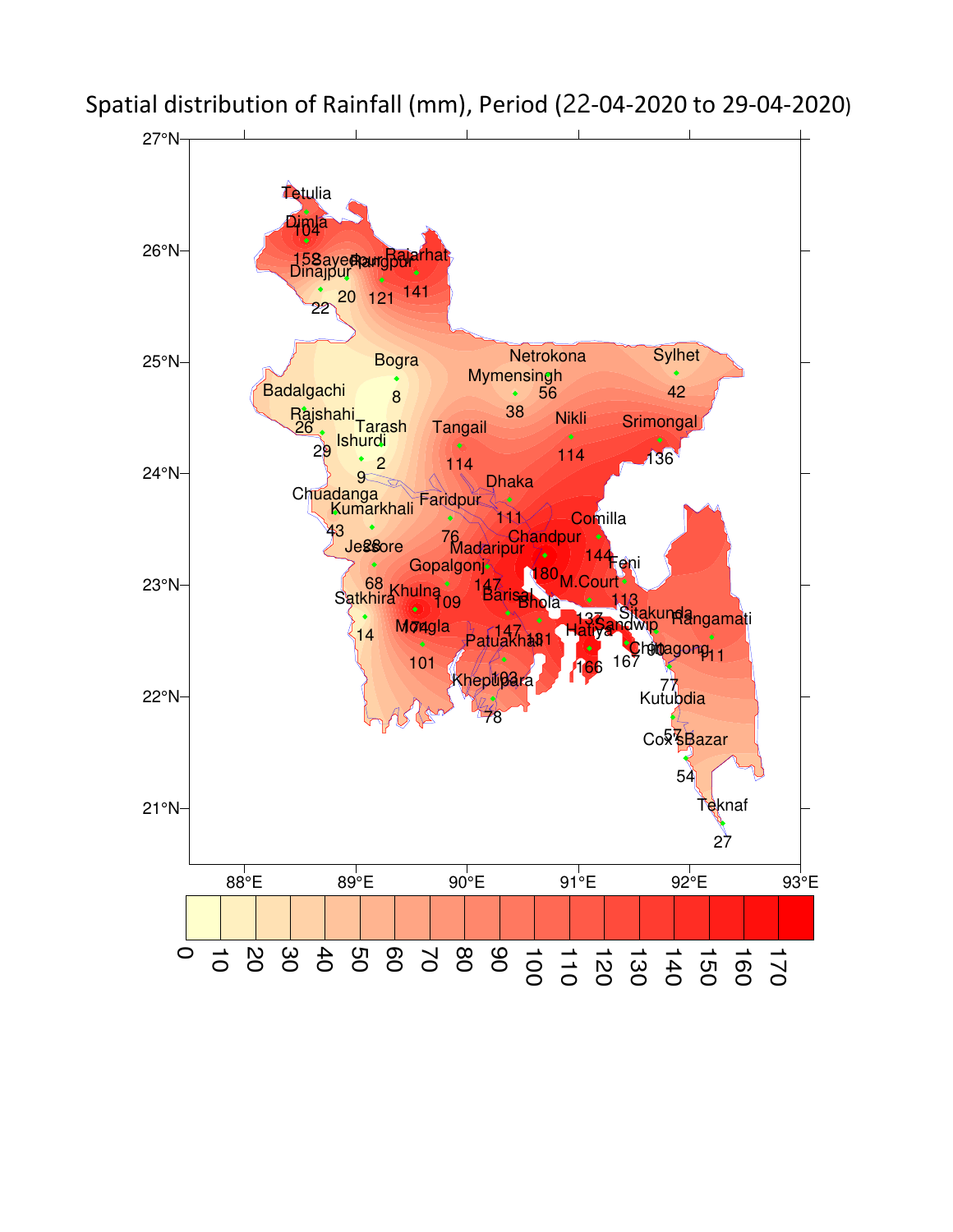# Spatial distribution of Rainfall (mm), Period (22-04-2020 to 29-04-2020)

27°N
26°N
25°N
24°N
23°N
22°N
21°N

88°E 89°E 90°E 91°E 92°E 93°E

Tetulia
Dimla
104
158
Sayedpur
Rangpur
Rajarhat
Dinajpur
22
20
121
141
Bogra
8
Badalgachi
Rajshahi
26
29
Tarash
Ishurdi
2
9
Netrokona
Mymensingh
56
38
Sylhet
42
Nikli
114
Srimongal
136
Tangail
114
Chuadanga
Kumarkhali
43
28
Jessore
68
Faridpur
76
Dhaka
111
Comilla
144
Chandpur
180
Madaripur
Gopalgonj
147
109
Feni
M.Court
113
137
Khulna
174
Satkhira
14
Mongla
101
Barisal
Bhola
147
181
Hatiya
Sandwip
Sitakunda
Rangamati
Chittagong
Patuakhali
166
167
90
111
Khepupara
103
78
77
Kutubdia
57
Cox'sBazar
54
Teknaf
27

0 10 20 30 40 50 60 70 80 90 100 110 120 130 140 150 160 170